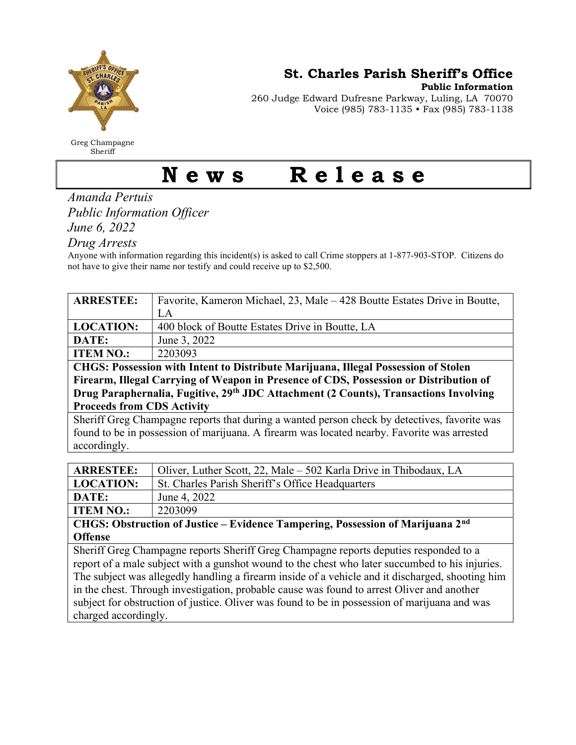Greg Champagne
Sheriff

**St. Charles Parish Sheriff's Office**
**Public Information**
260 Judge Edward Dufresne Parkway, Luling, LA 70070
Voice (985) 783-1135 • Fax (985) 783-1138

# News Release

*Amanda Pertuis*
*Public Information Officer*
*June 6, 2022*
*Drug Arrests*

Anyone with information regarding this incident(s) is asked to call Crime stoppers at 1-877-903-STOP. Citizens do not have to give their name nor testify and could receive up to $2,500.

| **ARRESTEE:** | Favorite, Kameron Michael, 23, Male – 428 Boutte Estates Drive in Boutte, LA |
|---|---|
| **LOCATION:** | 400 block of Boutte Estates Drive in Boutte, LA |
| **DATE:** | June 3, 2022 |
| **ITEM NO.:** | 2203093 |

**CHGS: Possession with Intent to Distribute Marijuana, Illegal Possession of Stolen Firearm, Illegal Carrying of Weapon in Presence of CDS, Possession or Distribution of Drug Paraphernalia, Fugitive, 29th JDC Attachment (2 Counts), Transactions Involving Proceeds from CDS Activity**

Sheriff Greg Champagne reports that during a wanted person check by detectives, favorite was found to be in possession of marijuana. A firearm was located nearby. Favorite was arrested accordingly.

| **ARRESTEE:** | Oliver, Luther Scott, 22, Male – 502 Karla Drive in Thibodaux, LA |
|---|---|
| **LOCATION:** | St. Charles Parish Sheriff's Office Headquarters |
| **DATE:** | June 4, 2022 |
| **ITEM NO.:** | 2203099 |

**CHGS: Obstruction of Justice – Evidence Tampering, Possession of Marijuana 2nd Offense**

Sheriff Greg Champagne reports Sheriff Greg Champagne reports deputies responded to a report of a male subject with a gunshot wound to the chest who later succumbed to his injuries. The subject was allegedly handling a firearm inside of a vehicle and it discharged, shooting him in the chest. Through investigation, probable cause was found to arrest Oliver and another subject for obstruction of justice. Oliver was found to be in possession of marijuana and was charged accordingly.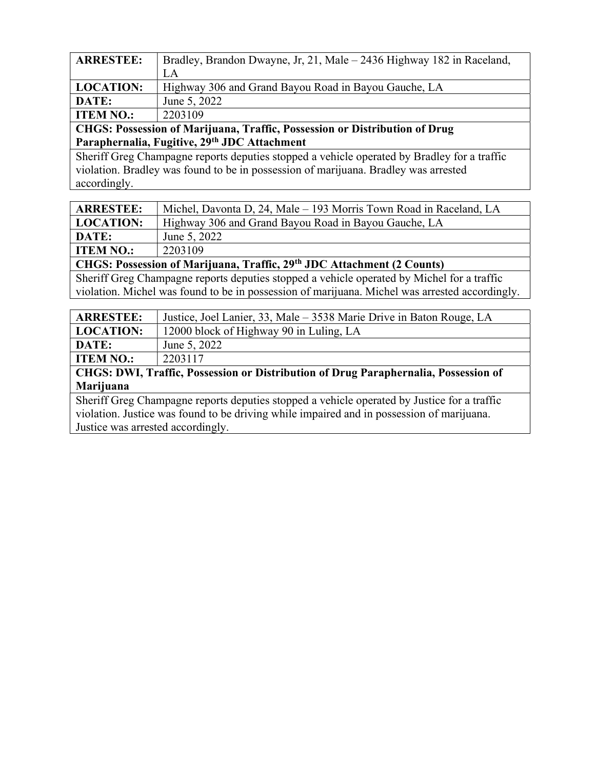| | |
|---|---|
| **ARRESTEE:** | Bradley, Brandon Dwayne, Jr, 21, Male – 2436 Highway 182 in Raceland, LA |
| **LOCATION:** | Highway 306 and Grand Bayou Road in Bayou Gauche, LA |
| **DATE:** | June 5, 2022 |
| **ITEM NO.:** | 2203109 |
| **CHGS: Possession of Marijuana, Traffic, Possession or Distribution of Drug Paraphernalia, Fugitive, 29th JDC Attachment** | |
| Sheriff Greg Champagne reports deputies stopped a vehicle operated by Bradley for a traffic violation. Bradley was found to be in possession of marijuana. Bradley was arrested accordingly. | |

| | |
|---|---|
| **ARRESTEE:** | Michel, Davonta D, 24, Male – 193 Morris Town Road in Raceland, LA |
| **LOCATION:** | Highway 306 and Grand Bayou Road in Bayou Gauche, LA |
| **DATE:** | June 5, 2022 |
| **ITEM NO.:** | 2203109 |
| **CHGS: Possession of Marijuana, Traffic, 29th JDC Attachment (2 Counts)** | |
| Sheriff Greg Champagne reports deputies stopped a vehicle operated by Michel for a traffic violation. Michel was found to be in possession of marijuana. Michel was arrested accordingly. | |

| | |
|---|---|
| **ARRESTEE:** | Justice, Joel Lanier, 33, Male – 3538 Marie Drive in Baton Rouge, LA |
| **LOCATION:** | 12000 block of Highway 90 in Luling, LA |
| **DATE:** | June 5, 2022 |
| **ITEM NO.:** | 2203117 |
| **CHGS: DWI, Traffic, Possession or Distribution of Drug Paraphernalia, Possession of Marijuana** | |
| Sheriff Greg Champagne reports deputies stopped a vehicle operated by Justice for a traffic violation. Justice was found to be driving while impaired and in possession of marijuana. Justice was arrested accordingly. | |